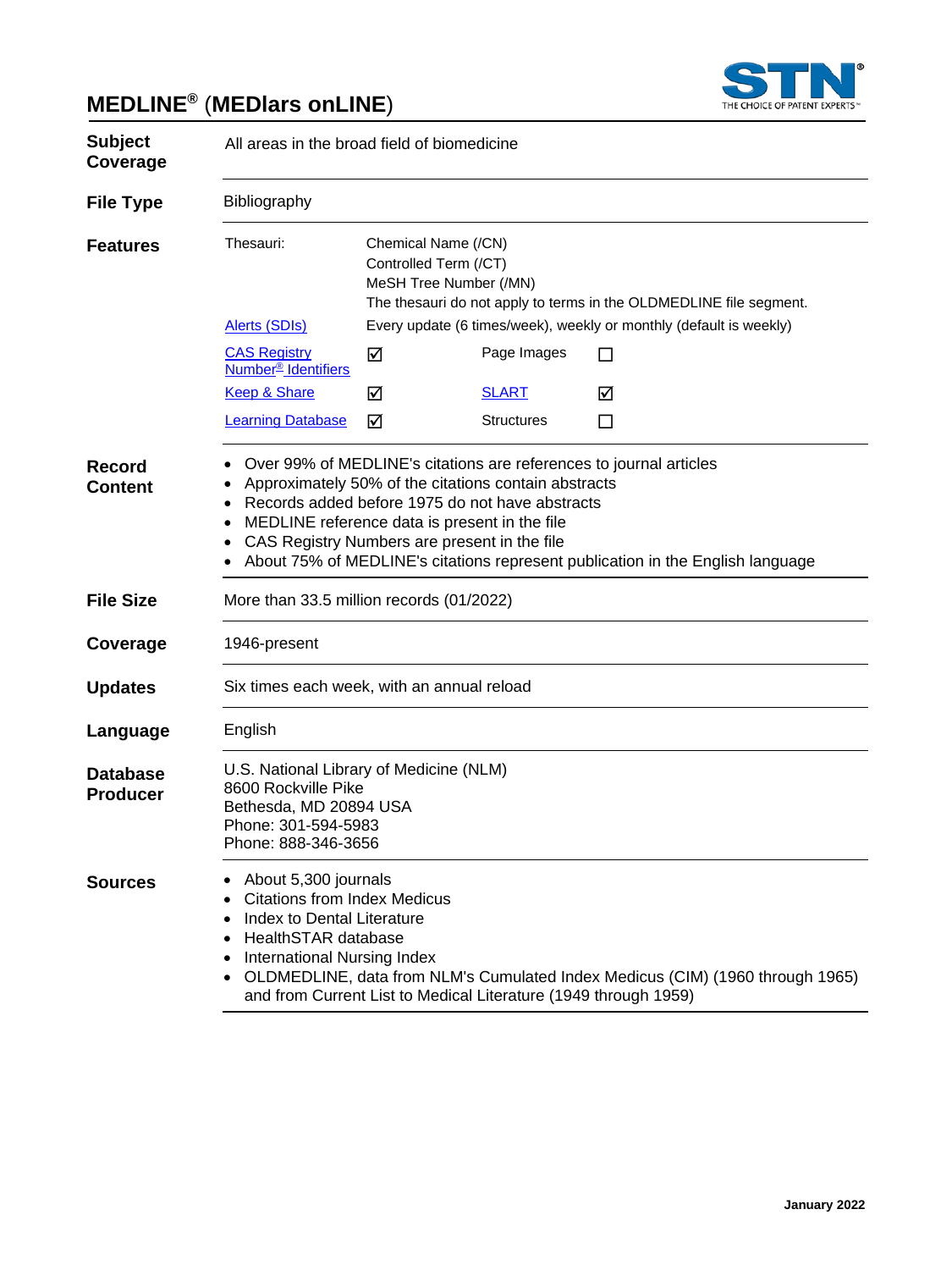# MEDLINE® (MEDlars onLINE)

| | |
|---|---|
| **Subject Coverage** | All areas in the broad field of biomedicine |
| **File Type** | Bibliography |

**Features**

| | | | |
|---|---|---|---|
| Thesauri: | Chemical Name (/CN)<br>Controlled Term (/CT)<br>MeSH Tree Number (/MN)<br>The thesauri do not apply to terms in the OLDMEDLINE file segment. | | |
| Alerts (SDIs) | Every update (6 times/week), weekly or monthly (default is weekly) | | |
| CAS Registry Number® Identifiers | ☑ | Page Images | ☐ |
| Keep & Share | ☑ | SLART | ☑ |
| Learning Database | ☑ | Structures | ☐ |

**Record Content**

- Over 99% of MEDLINE's citations are references to journal articles
- Approximately 50% of the citations contain abstracts
- Records added before 1975 do not have abstracts
- MEDLINE reference data is present in the file
- CAS Registry Numbers are present in the file
- About 75% of MEDLINE's citations represent publication in the English language

| | |
|---|---|
| **File Size** | More than 33.5 million records (01/2022) |
| **Coverage** | 1946-present |
| **Updates** | Six times each week, with an annual reload |
| **Language** | English |
| **Database Producer** | U.S. National Library of Medicine (NLM)<br>8600 Rockville Pike<br>Bethesda, MD 20894 USA<br>Phone: 301-594-5983<br>Phone: 888-346-3656 |

**Sources**

- About 5,300 journals
- Citations from Index Medicus
- Index to Dental Literature
- HealthSTAR database
- International Nursing Index
- OLDMEDLINE, data from NLM's Cumulated Index Medicus (CIM) (1960 through 1965) and from Current List to Medical Literature (1949 through 1959)

January 2022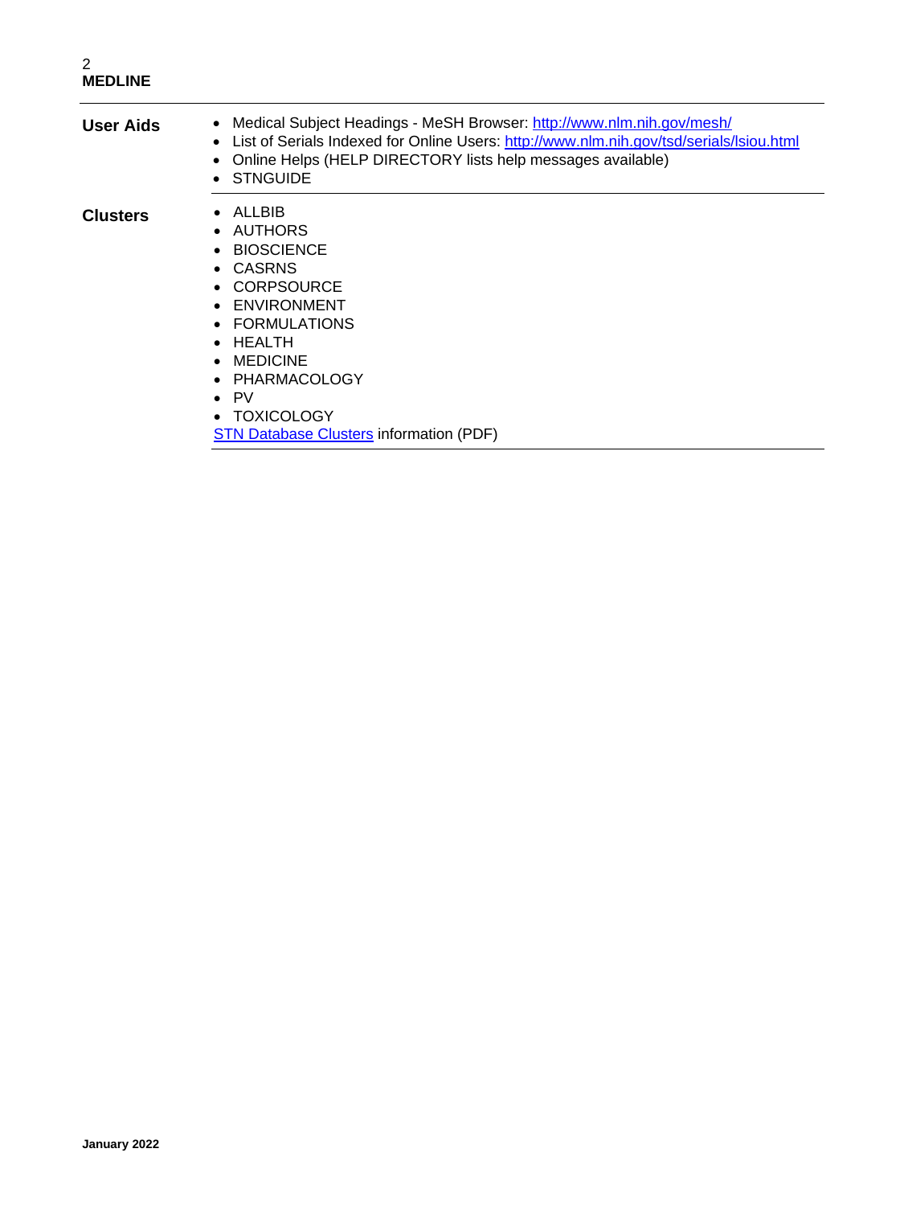**User Aids**

- Medical Subject Headings - MeSH Browser: [http://www.nlm.nih.gov/mesh/](http://www.nlm.nih.gov/mesh/)
- List of Serials Indexed for Online Users: [http://www.nlm.nih.gov/tsd/serials/lsiou.html](http://www.nlm.nih.gov/tsd/serials/lsiou.html)
- Online Helps (HELP DIRECTORY lists help messages available)
- STNGUIDE

**Clusters**

- ALLBIB
- AUTHORS
- BIOSCIENCE
- CASRNS
- CORPSOURCE
- ENVIRONMENT
- FORMULATIONS
- HEALTH
- MEDICINE
- PHARMACOLOGY
- PV
- TOXICOLOGY

STN Database Clusters information (PDF)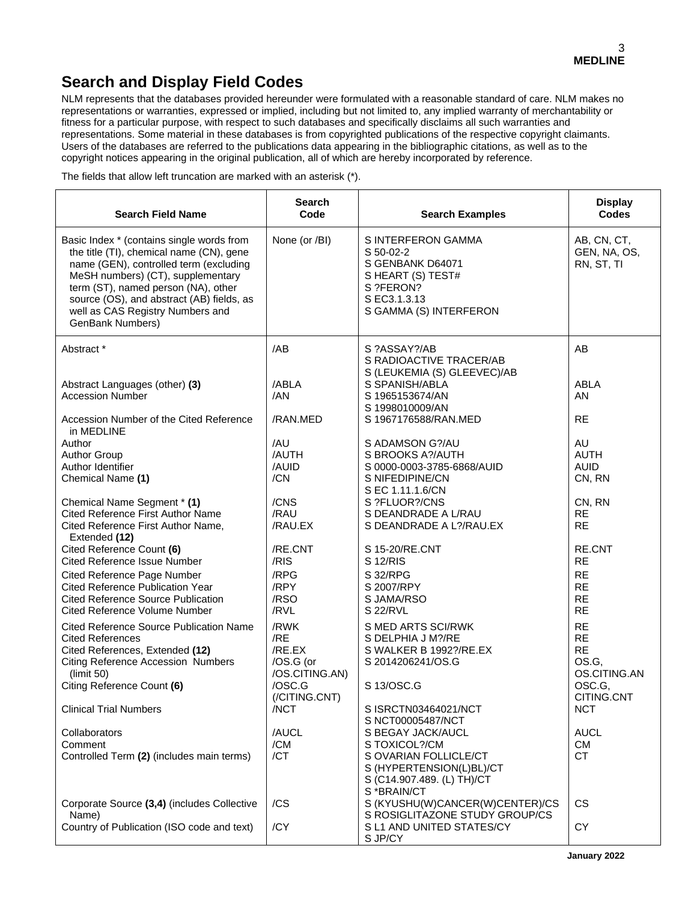## Search and Display Field Codes

NLM represents that the databases provided hereunder were formulated with a reasonable standard of care. NLM makes no representations or warranties, expressed or implied, including but not limited to, any implied warranty of merchantability or fitness for a particular purpose, with respect to such databases and specifically disclaims all such warranties and representations. Some material in these databases is from copyrighted publications of the respective copyright claimants. Users of the databases are referred to the publications data appearing in the bibliographic citations, as well as to the copyright notices appearing in the original publication, all of which are hereby incorporated by reference.

The fields that allow left truncation are marked with an asterisk (*).

| Search Field Name | Search Code | Search Examples | Display Codes |
|---|---|---|---|
| Basic Index * (contains single words from the title (TI), chemical name (CN), gene name (GEN), controlled term (excluding MeSH numbers) (CT), supplementary term (ST), named person (NA), other source (OS), and abstract (AB) fields, as well as CAS Registry Numbers and GenBank Numbers) | None (or /BI) | S INTERFERON GAMMA<br>S 50-02-2<br>S GENBANK D64071<br>S HEART (S) TEST#<br>S ?FERON?<br>S EC3.1.3.13<br>S GAMMA (S) INTERFERON | AB, CN, CT, GEN, NA, OS, RN, ST, TI |
| Abstract * | /AB | S ?ASSAY?/AB<br>S RADIOACTIVE TRACER/AB<br>S (LEUKEMIA (S) GLEEVEC)/AB | AB |
| Abstract Languages (other) **(3)** | /ABLA | S SPANISH/ABLA | ABLA |
| Accession Number | /AN | S 1965153674/AN<br>S 1998010009/AN | AN |
| Accession Number of the Cited Reference in MEDLINE | /RAN.MED | S 1967176588/RAN.MED | RE |
| Author | /AU | S ADAMSON G?/AU | AU |
| Author Group | /AUTH | S BROOKS A?/AUTH | AUTH |
| Author Identifier | /AUID | S 0000-0003-3785-6868/AUID | AUID |
| Chemical Name **(1)** | /CN | S NIFEDIPINE/CN<br>S EC 1.11.1.6/CN | CN, RN |
| Chemical Name Segment * **(1)** | /CNS | S ?FLUOR?/CNS | CN, RN |
| Cited Reference First Author Name | /RAU | S DEANDRADE A L/RAU | RE |
| Cited Reference First Author Name, Extended **(12)** | /RAU.EX | S DEANDRADE A L?/RAU.EX | RE |
| Cited Reference Count **(6)** | /RE.CNT | S 15-20/RE.CNT | RE.CNT |
| Cited Reference Issue Number | /RIS | S 12/RIS | RE |
| Cited Reference Page Number | /RPG | S 32/RPG | RE |
| Cited Reference Publication Year | /RPY | S 2007/RPY | RE |
| Cited Reference Source Publication | /RSO | S JAMA/RSO | RE |
| Cited Reference Volume Number | /RVL | S 22/RVL | RE |
| Cited Reference Source Publication Name | /RWK | S MED ARTS SCI/RWK | RE |
| Cited References | /RE | S DELPHIA J M?/RE | RE |
| Cited References, Extended **(12)** | /RE.EX | S WALKER B 1992?/RE.EX | RE |
| Citing Reference Accession Numbers (limit 50) | /OS.G (or /OS.CITING.AN) | S 2014206241/OS.G | OS.G, OS.CITING.AN |
| Citing Reference Count **(6)** | /OSC.G (/CITING.CNT) | S 13/OSC.G | OSC.G, CITING.CNT |
| Clinical Trial Numbers | /NCT | S ISRCTN03464021/NCT<br>S NCT00005487/NCT | NCT |
| Collaborators | /AUCL | S BEGAY JACK/AUCL | AUCL |
| Comment | /CM | S TOXICOL?/CM | CM |
| Controlled Term **(2)** (includes main terms) | /CT | S OVARIAN FOLLICLE/CT<br>S (HYPERTENSION(L)BL)/CT<br>S (C14.907.489. (L) TH)/CT<br>S *BRAIN/CT | CT |
| Corporate Source **(3,4)** (includes Collective Name) | /CS | S (KYUSHU(W)CANCER(W)CENTER)/CS<br>S ROSIGLITAZONE STUDY GROUP/CS | CS |
| Country of Publication (ISO code and text) | /CY | S L1 AND UNITED STATES/CY<br>S JP/CY | CY |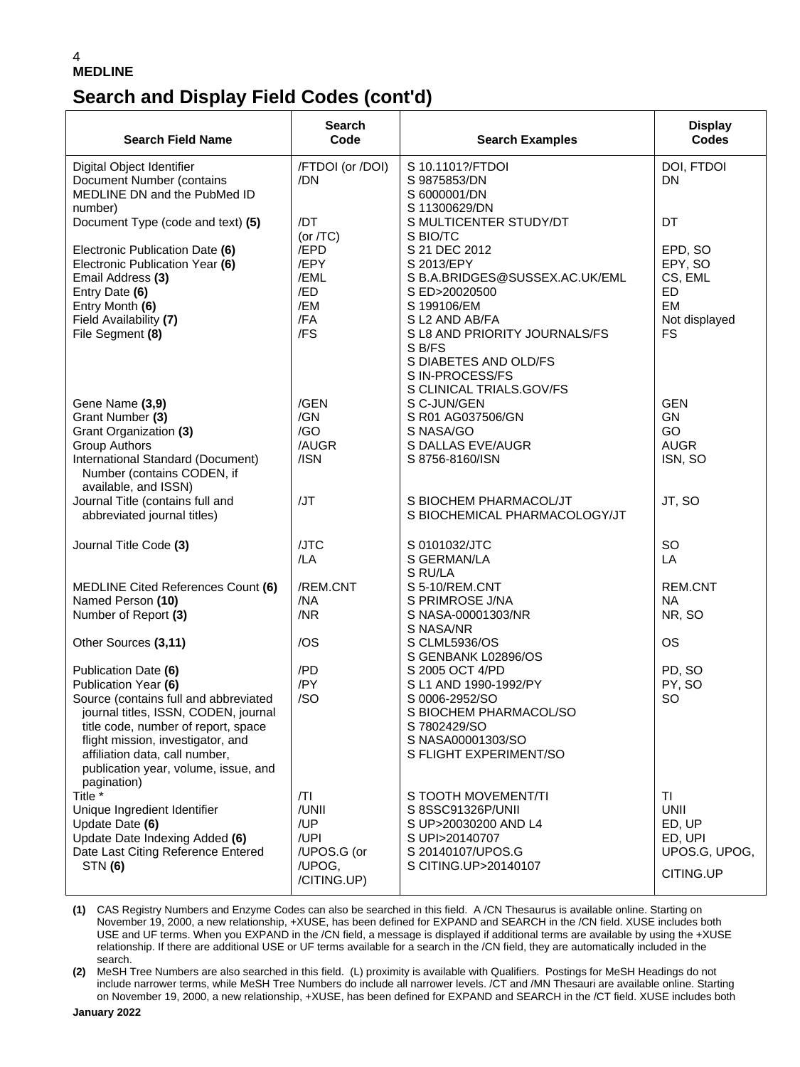## MEDLINE

# Search and Display Field Codes (cont'd)

| Search Field Name | Search Code | Search Examples | Display Codes |
|---|---|---|---|
| Digital Object Identifier | /FTDOI (or /DOI) | S 10.1101?/FTDOI | DOI, FTDOI |
| Document Number (contains MEDLINE DN and the PubMed ID number) | /DN | S 9875853/DN<br>S 6000001/DN<br>S 11300629/DN | DN |
| Document Type (code and text) **(5)** | /DT (or /TC) | S MULTICENTER STUDY/DT<br>S BIO/TC | DT |
| Electronic Publication Date **(6)** | /EPD | S 21 DEC 2012 | EPD, SO |
| Electronic Publication Year **(6)** | /EPY | S 2013/EPY | EPY, SO |
| Email Address **(3)** | /EML | S B.A.BRIDGES@SUSSEX.AC.UK/EML | CS, EML |
| Entry Date **(6)** | /ED | S ED>20020500 | ED |
| Entry Month **(6)** | /EM | S 199106/EM | EM |
| Field Availability **(7)** | /FA | S L2 AND AB/FA | Not displayed |
| File Segment **(8)** | /FS | S L8 AND PRIORITY JOURNALS/FS<br>S B/FS<br>S DIABETES AND OLD/FS<br>S IN-PROCESS/FS<br>S CLINICAL TRIALS.GOV/FS | FS |
| Gene Name **(3,9)** | /GEN | S C-JUN/GEN | GEN |
| Grant Number **(3)** | /GN | S R01 AG037506/GN | GN |
| Grant Organization **(3)** | /GO | S NASA/GO | GO |
| Group Authors | /AUGR | S DALLAS EVE/AUGR | AUGR |
| International Standard (Document) Number (contains CODEN, if available, and ISSN) | /ISN | S 8756-8160/ISN | ISN, SO |
| Journal Title (contains full and abbreviated journal titles) | /JT | S BIOCHEM PHARMACOL/JT<br>S BIOCHEMICAL PHARMACOLOGY/JT | JT, SO |
| Journal Title Code **(3)** | /JTC | S 0101032/JTC | SO |
| | /LA | S GERMAN/LA<br>S RU/LA | LA |
| MEDLINE Cited References Count **(6)** | /REM.CNT | S 5-10/REM.CNT | REM.CNT |
| Named Person **(10)** | /NA | S PRIMROSE J/NA | NA |
| Number of Report **(3)** | /NR | S NASA-00001303/NR<br>S NASA/NR | NR, SO |
| Other Sources **(3,11)** | /OS | S CLML5936/OS<br>S GENBANK L02896/OS | OS |
| Publication Date **(6)** | /PD | S 2005 OCT 4/PD | PD, SO |
| Publication Year **(6)** | /PY | S L1 AND 1990-1992/PY | PY, SO |
| Source (contains full and abbreviated journal titles, ISSN, CODEN, journal title code, number of report, space flight mission, investigator, and affiliation data, call number, publication year, volume, issue, and pagination) | /SO | S 0006-2952/SO<br>S BIOCHEM PHARMACOL/SO<br>S 7802429/SO<br>S NASA00001303/SO<br>S FLIGHT EXPERIMENT/SO | SO |
| Title * | /TI | S TOOTH MOVEMENT/TI | TI |
| Unique Ingredient Identifier | /UNII | S 8SSC91326P/UNII | UNII |
| Update Date **(6)** | /UP | S UP>20030200 AND L4 | ED, UP |
| Update Date Indexing Added **(6)** | /UPI | S UPI>20140707 | ED, UPI |
| Date Last Citing Reference Entered STN **(6)** | /UPOS.G (or /UPOG, /CITING.UP) | S 20140107/UPOS.G<br>S CITING.UP>20140107 | UPOS.G, UPOG, CITING.UP |

**(1)** CAS Registry Numbers and Enzyme Codes can also be searched in this field. A /CN Thesaurus is available online. Starting on November 19, 2000, a new relationship, +XUSE, has been defined for EXPAND and SEARCH in the /CN field. XUSE includes both USE and UF terms. When you EXPAND in the /CN field, a message is displayed if additional terms are available by using the +XUSE relationship. If there are additional USE or UF terms available for a search in the /CN field, they are automatically included in the search.

**(2)** MeSH Tree Numbers are also searched in this field. (L) proximity is available with Qualifiers. Postings for MeSH Headings do not include narrower terms, while MeSH Tree Numbers do include all narrower levels. /CT and /MN Thesauri are available online. Starting on November 19, 2000, a new relationship, +XUSE, has been defined for EXPAND and SEARCH in the /CT field. XUSE includes both

January 2022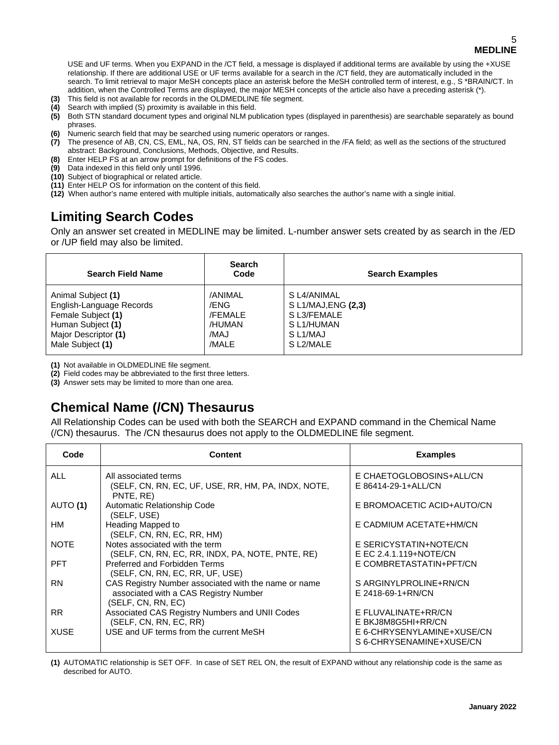USE and UF terms. When you EXPAND in the /CT field, a message is displayed if additional terms are available by using the +XUSE relationship. If there are additional USE or UF terms available for a search in the /CT field, they are automatically included in the search. To limit retrieval to major MeSH concepts place an asterisk before the MeSH controlled term of interest, e.g., S *BRAIN/CT. In addition, when the Controlled Terms are displayed, the major MESH concepts of the article also have a preceding asterisk (*).

**(3)** This field is not available for records in the OLDMEDLINE file segment.
**(4)** Search with implied (S) proximity is available in this field.
**(5)** Both STN standard document types and original NLM publication types (displayed in parenthesis) are searchable separately as bound phrases.
**(6)** Numeric search field that may be searched using numeric operators or ranges.
**(7)** The presence of AB, CN, CS, EML, NA, OS, RN, ST fields can be searched in the /FA field; as well as the sections of the structured abstract: Background, Conclusions, Methods, Objective, and Results.
**(8)** Enter HELP FS at an arrow prompt for definitions of the FS codes.
**(9)** Data indexed in this field only until 1996.
**(10)** Subject of biographical or related article.
**(11)** Enter HELP OS for information on the content of this field.
**(12)** When author's name entered with multiple initials, automatically also searches the author's name with a single initial.

## Limiting Search Codes

Only an answer set created in MEDLINE may be limited. L-number answer sets created by as search in the /ED or /UP field may also be limited.

| Search Field Name | Search Code | Search Examples |
|---|---|---|
| Animal Subject **(1)** | /ANIMAL | S L4/ANIMAL |
| English-Language Records | /ENG | S L1/MAJ,ENG **(2,3)** |
| Female Subject **(1)** | /FEMALE | S L3/FEMALE |
| Human Subject **(1)** | /HUMAN | S L1/HUMAN |
| Major Descriptor **(1)** | /MAJ | S L1/MAJ |
| Male Subject **(1)** | /MALE | S L2/MALE |

**(1)** Not available in OLDMEDLINE file segment.
**(2)** Field codes may be abbreviated to the first three letters.
**(3)** Answer sets may be limited to more than one area.

## Chemical Name (/CN) Thesaurus

All Relationship Codes can be used with both the SEARCH and EXPAND command in the Chemical Name (/CN) thesaurus. The /CN thesaurus does not apply to the OLDMEDLINE file segment.

| Code | Content | Examples |
|---|---|---|
| ALL | All associated terms (SELF, CN, RN, EC, UF, USE, RR, HM, PA, INDX, NOTE, PNTE, RE) | E CHAETOGLOBOSINS+ALL/CN<br>E 86414-29-1+ALL/CN |
| AUTO **(1)** | Automatic Relationship Code (SELF, USE) | E BROMOACETIC ACID+AUTO/CN |
| HM | Heading Mapped to (SELF, CN, RN, EC, RR, HM) | E CADMIUM ACETATE+HM/CN |
| NOTE | Notes associated with the term (SELF, CN, RN, EC, RR, INDX, PA, NOTE, PNTE, RE) | E SERICYSTATIN+NOTE/CN<br>E EC 2.4.1.119+NOTE/CN |
| PFT | Preferred and Forbidden Terms (SELF, CN, RN, EC, RR, UF, USE) | E COMBRETASTATIN+PFT/CN |
| RN | CAS Registry Number associated with the name or name associated with a CAS Registry Number (SELF, CN, RN, EC) | S ARGINYLPROLINE+RN/CN<br>E 2418-69-1+RN/CN |
| RR | Associated CAS Registry Numbers and UNII Codes (SELF, CN, RN, EC, RR) | E FLUVALINATE+RR/CN<br>E BKJ8M8G5HI+RR/CN |
| XUSE | USE and UF terms from the current MeSH | E 6-CHRYSENYLAMINE+XUSE/CN<br>S 6-CHRYSENAMINE+XUSE/CN |

**(1)** AUTOMATIC relationship is SET OFF. In case of SET REL ON, the result of EXPAND without any relationship code is the same as described for AUTO.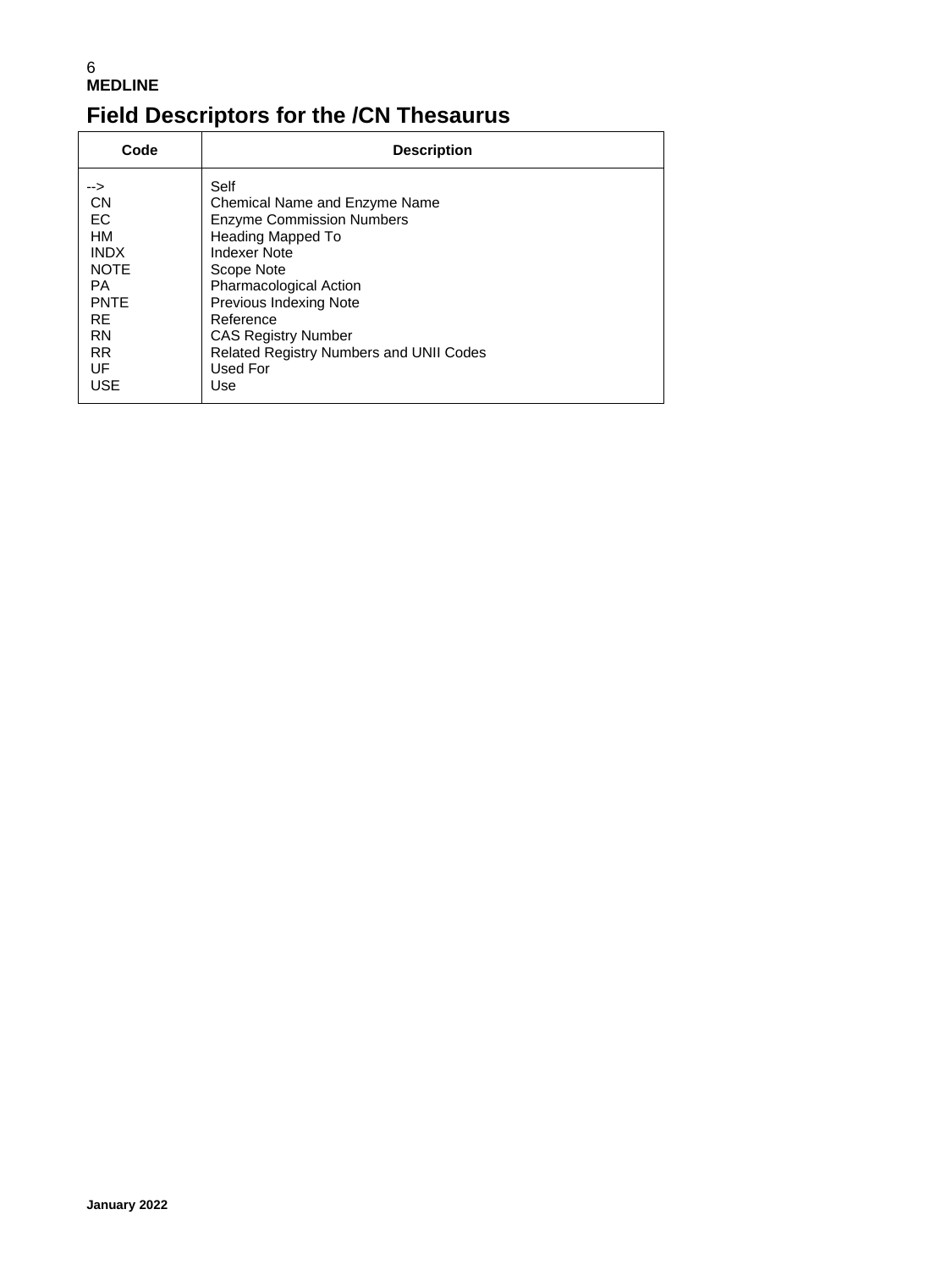# Field Descriptors for the /CN Thesaurus

| Code | Description |
|---|---|
| --> | Self |
| CN | Chemical Name and Enzyme Name |
| EC | Enzyme Commission Numbers |
| HM | Heading Mapped To |
| INDX | Indexer Note |
| NOTE | Scope Note |
| PA | Pharmacological Action |
| PNTE | Previous Indexing Note |
| RE | Reference |
| RN | CAS Registry Number |
| RR | Related Registry Numbers and UNII Codes |
| UF | Used For |
| USE | Use |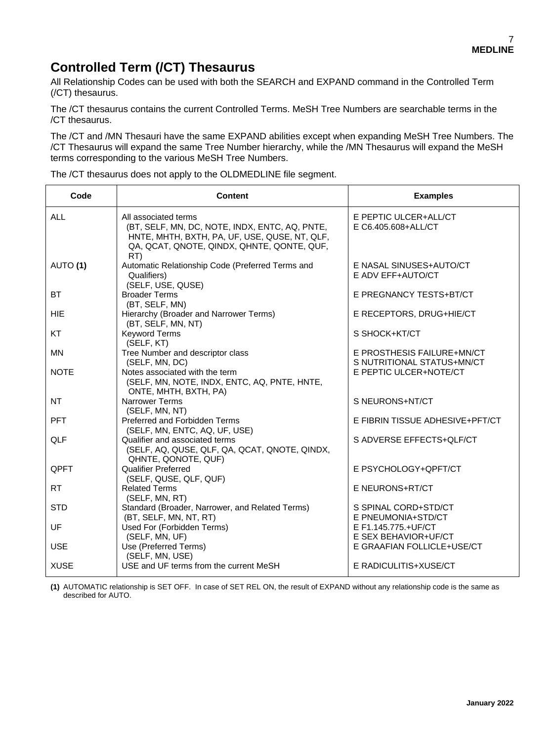# Controlled Term (/CT) Thesaurus

All Relationship Codes can be used with both the SEARCH and EXPAND command in the Controlled Term (/CT) thesaurus.

The /CT thesaurus contains the current Controlled Terms. MeSH Tree Numbers are searchable terms in the /CT thesaurus.

The /CT and /MN Thesauri have the same EXPAND abilities except when expanding MeSH Tree Numbers. The /CT Thesaurus will expand the same Tree Number hierarchy, while the /MN Thesaurus will expand the MeSH terms corresponding to the various MeSH Tree Numbers.

The /CT thesaurus does not apply to the OLDMEDLINE file segment.

| Code | Content | Examples |
|---|---|---|
| ALL | All associated terms (BT, SELF, MN, DC, NOTE, INDX, ENTC, AQ, PNTE, HNTE, MHTH, BXTH, PA, UF, USE, QUSE, NT, QLF, QA, QCAT, QNOTE, QINDX, QHNTE, QONTE, QUF, RT) | E PEPTIC ULCER+ALL/CT<br>E C6.405.608+ALL/CT |
| AUTO **(1)** | Automatic Relationship Code (Preferred Terms and Qualifiers) (SELF, USE, QUSE) | E NASAL SINUSES+AUTO/CT<br>E ADV EFF+AUTO/CT |
| BT | Broader Terms (BT, SELF, MN) | E PREGNANCY TESTS+BT/CT |
| HIE | Hierarchy (Broader and Narrower Terms) (BT, SELF, MN, NT) | E RECEPTORS, DRUG+HIE/CT |
| KT | Keyword Terms (SELF, KT) | S SHOCK+KT/CT |
| MN | Tree Number and descriptor class (SELF, MN, DC) | E PROSTHESIS FAILURE+MN/CT<br>S NUTRITIONAL STATUS+MN/CT |
| NOTE | Notes associated with the term (SELF, MN, NOTE, INDX, ENTC, AQ, PNTE, HNTE, ONTE, MHTH, BXTH, PA) | E PEPTIC ULCER+NOTE/CT |
| NT | Narrower Terms (SELF, MN, NT) | S NEURONS+NT/CT |
| PFT | Preferred and Forbidden Terms (SELF, MN, ENTC, AQ, UF, USE) | E FIBRIN TISSUE ADHESIVE+PFT/CT |
| QLF | Qualifier and associated terms (SELF, AQ, QUSE, QLF, QA, QCAT, QNOTE, QINDX, QHNTE, QONOTE, QUF) | S ADVERSE EFFECTS+QLF/CT |
| QPFT | Qualifier Preferred (SELF, QUSE, QLF, QUF) | E PSYCHOLOGY+QPFT/CT |
| RT | Related Terms (SELF, MN, RT) | E NEURONS+RT/CT |
| STD | Standard (Broader, Narrower, and Related Terms) (BT, SELF, MN, NT, RT) | S SPINAL CORD+STD/CT<br>E PNEUMONIA+STD/CT |
| UF | Used For (Forbidden Terms) (SELF, MN, UF) | E F1.145.775.+UF/CT<br>E SEX BEHAVIOR+UF/CT |
| USE | Use (Preferred Terms) (SELF, MN, USE) | E GRAAFIAN FOLLICLE+USE/CT |
| XUSE | USE and UF terms from the current MeSH | E RADICULITIS+XUSE/CT |

**(1)** AUTOMATIC relationship is SET OFF. In case of SET REL ON, the result of EXPAND without any relationship code is the same as described for AUTO.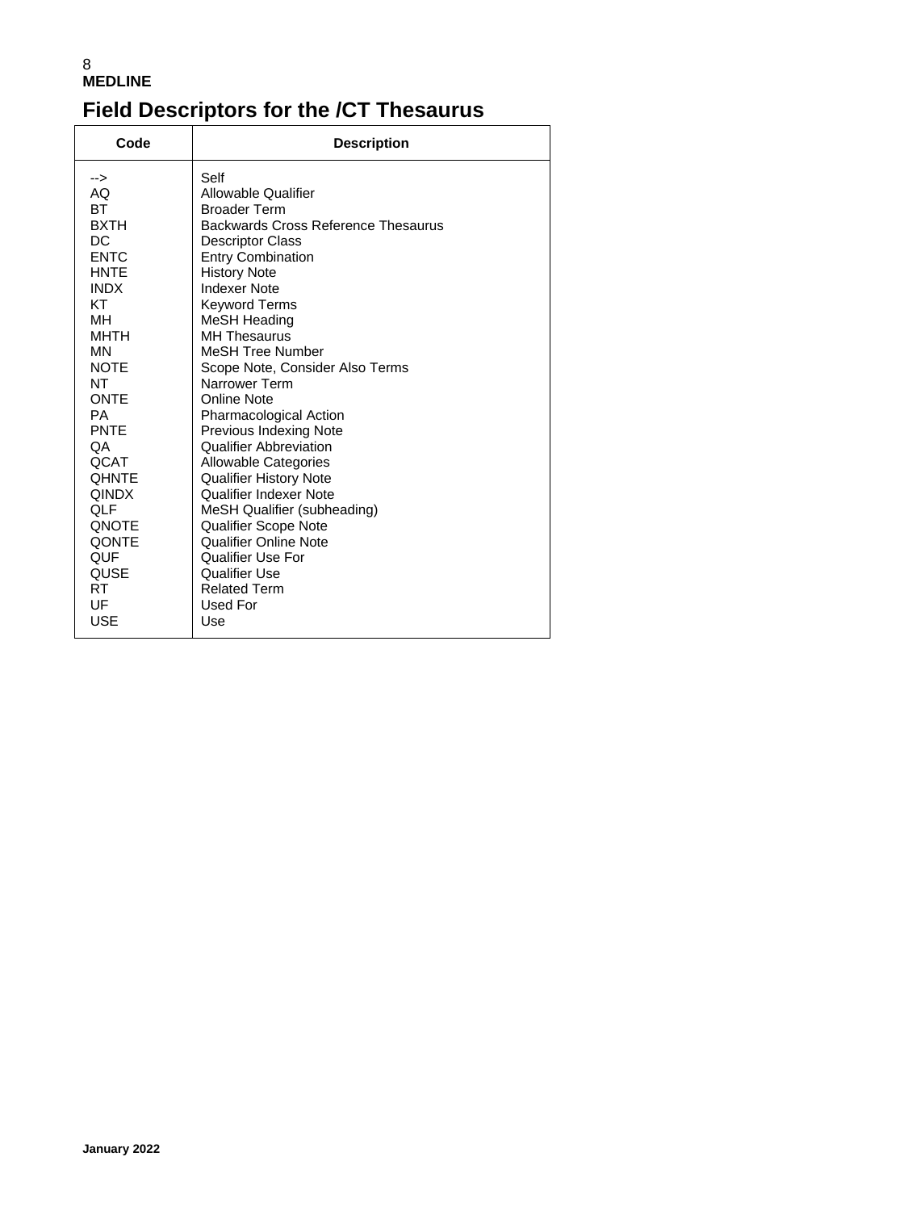**MEDLINE**

# Field Descriptors for the /CT Thesaurus

| Code | Description |
|---|---|
| --> | Self |
| AQ | Allowable Qualifier |
| BT | Broader Term |
| BXTH | Backwards Cross Reference Thesaurus |
| DC | Descriptor Class |
| ENTC | Entry Combination |
| HNTE | History Note |
| INDX | Indexer Note |
| KT | Keyword Terms |
| MH | MeSH Heading |
| MHTH | MH Thesaurus |
| MN | MeSH Tree Number |
| NOTE | Scope Note, Consider Also Terms |
| NT | Narrower Term |
| ONTE | Online Note |
| PA | Pharmacological Action |
| PNTE | Previous Indexing Note |
| QA | Qualifier Abbreviation |
| QCAT | Allowable Categories |
| QHNTE | Qualifier History Note |
| QINDX | Qualifier Indexer Note |
| QLF | MeSH Qualifier (subheading) |
| QNOTE | Qualifier Scope Note |
| QONTE | Qualifier Online Note |
| QUF | Qualifier Use For |
| QUSE | Qualifier Use |
| RT | Related Term |
| UF | Used For |
| USE | Use |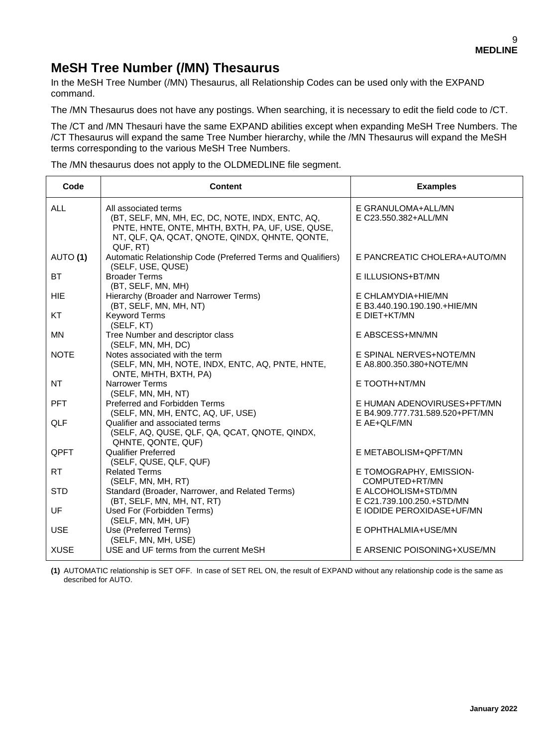## MeSH Tree Number (/MN) Thesaurus

In the MeSH Tree Number (/MN) Thesaurus, all Relationship Codes can be used only with the EXPAND command.

The /MN Thesaurus does not have any postings. When searching, it is necessary to edit the field code to /CT.

The /CT and /MN Thesauri have the same EXPAND abilities except when expanding MeSH Tree Numbers. The /CT Thesaurus will expand the same Tree Number hierarchy, while the /MN Thesaurus will expand the MeSH terms corresponding to the various MeSH Tree Numbers.

The /MN thesaurus does not apply to the OLDMEDLINE file segment.

| Code | Content | Examples |
|---|---|---|
| ALL | All associated terms (BT, SELF, MN, MH, EC, DC, NOTE, INDX, ENTC, AQ, PNTE, HNTE, ONTE, MHTH, BXTH, PA, UF, USE, QUSE, NT, QLF, QA, QCAT, QNOTE, QINDX, QHNTE, QONTE, QUF, RT) | E GRANULOMA+ALL/MN<br>E C23.550.382+ALL/MN |
| AUTO **(1)** | Automatic Relationship Code (Preferred Terms and Qualifiers) (SELF, USE, QUSE) | E PANCREATIC CHOLERA+AUTO/MN |
| BT | Broader Terms (BT, SELF, MN, MH) | E ILLUSIONS+BT/MN |
| HIE | Hierarchy (Broader and Narrower Terms) (BT, SELF, MN, MH, NT) | E CHLAMYDIA+HIE/MN<br>E B3.440.190.190.190.+HIE/MN |
| KT | Keyword Terms (SELF, KT) | E DIET+KT/MN |
| MN | Tree Number and descriptor class (SELF, MN, MH, DC) | E ABSCESS+MN/MN |
| NOTE | Notes associated with the term (SELF, MN, MH, NOTE, INDX, ENTC, AQ, PNTE, HNTE, ONTE, MHTH, BXTH, PA) | E SPINAL NERVES+NOTE/MN<br>E A8.800.350.380+NOTE/MN |
| NT | Narrower Terms (SELF, MN, MH, NT) | E TOOTH+NT/MN |
| PFT | Preferred and Forbidden Terms (SELF, MN, MH, ENTC, AQ, UF, USE) | E HUMAN ADENOVIRUSES+PFT/MN<br>E B4.909.777.731.589.520+PFT/MN |
| QLF | Qualifier and associated terms (SELF, AQ, QUSE, QLF, QA, QCAT, QNOTE, QINDX, QHNTE, QONTE, QUF) | E AE+QLF/MN |
| QPFT | Qualifier Preferred (SELF, QUSE, QLF, QUF) | E METABOLISM+QPFT/MN |
| RT | Related Terms (SELF, MN, MH, RT) | E TOMOGRAPHY, EMISSION-COMPUTED+RT/MN |
| STD | Standard (Broader, Narrower, and Related Terms) (BT, SELF, MN, MH, NT, RT) | E ALCOHOLISM+STD/MN<br>E C21.739.100.250.+STD/MN |
| UF | Used For (Forbidden Terms) (SELF, MN, MH, UF) | E IODIDE PEROXIDASE+UF/MN |
| USE | Use (Preferred Terms) (SELF, MN, MH, USE) | E OPHTHALMIA+USE/MN |
| XUSE | USE and UF terms from the current MeSH | E ARSENIC POISONING+XUSE/MN |

**(1)** AUTOMATIC relationship is SET OFF. In case of SET REL ON, the result of EXPAND without any relationship code is the same as described for AUTO.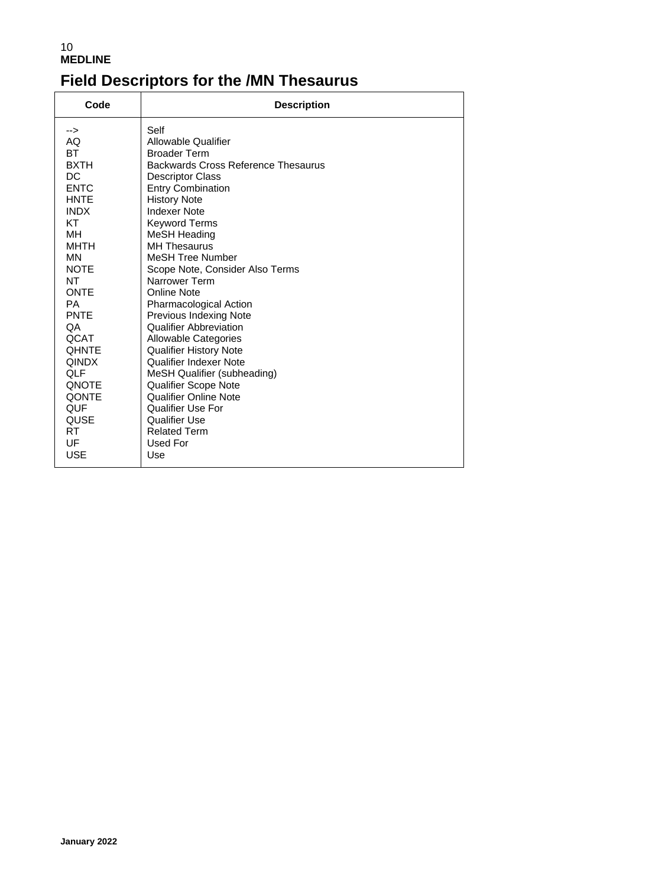**MEDLINE**

## Field Descriptors for the /MN Thesaurus

| Code | Description |
|---|---|
| --> | Self |
| AQ | Allowable Qualifier |
| BT | Broader Term |
| BXTH | Backwards Cross Reference Thesaurus |
| DC | Descriptor Class |
| ENTC | Entry Combination |
| HNTE | History Note |
| INDX | Indexer Note |
| KT | Keyword Terms |
| MH | MeSH Heading |
| MHTH | MH Thesaurus |
| MN | MeSH Tree Number |
| NOTE | Scope Note, Consider Also Terms |
| NT | Narrower Term |
| ONTE | Online Note |
| PA | Pharmacological Action |
| PNTE | Previous Indexing Note |
| QA | Qualifier Abbreviation |
| QCAT | Allowable Categories |
| QHNTE | Qualifier History Note |
| QINDX | Qualifier Indexer Note |
| QLF | MeSH Qualifier (subheading) |
| QNOTE | Qualifier Scope Note |
| QONTE | Qualifier Online Note |
| QUF | Qualifier Use For |
| QUSE | Qualifier Use |
| RT | Related Term |
| UF | Used For |
| USE | Use |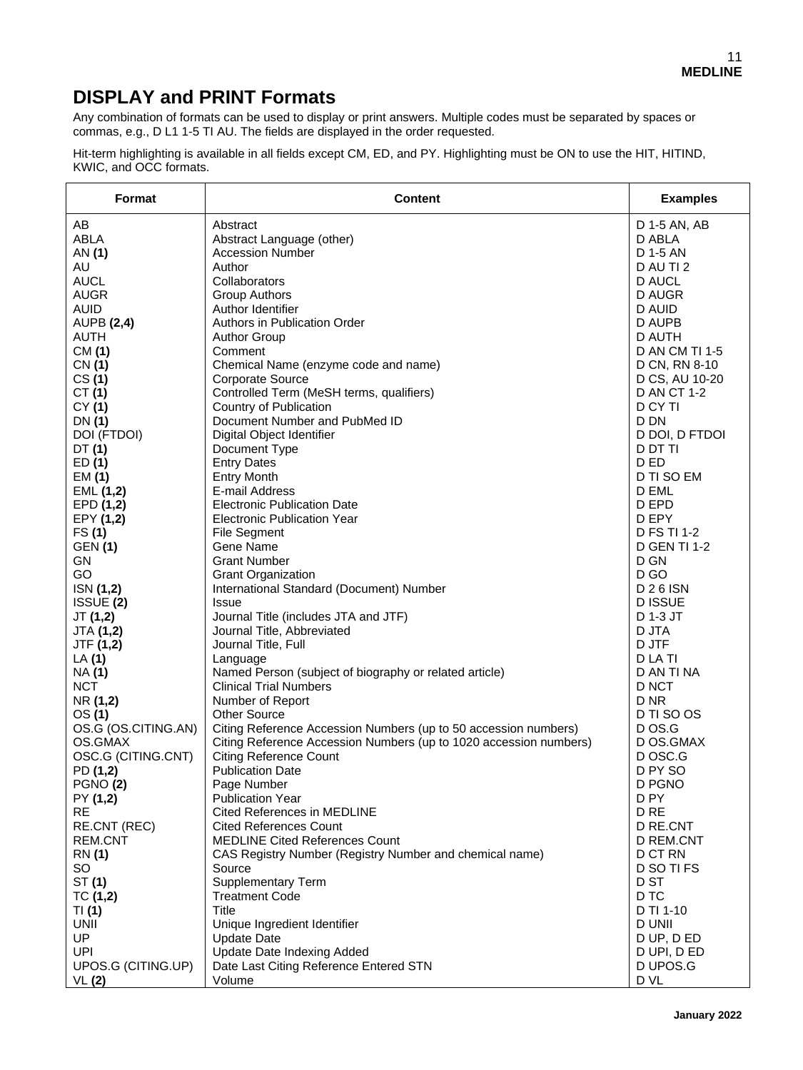# DISPLAY and PRINT Formats

Any combination of formats can be used to display or print answers. Multiple codes must be separated by spaces or commas, e.g., D L1 1-5 TI AU. The fields are displayed in the order requested.

Hit-term highlighting is available in all fields except CM, ED, and PY. Highlighting must be ON to use the HIT, HITIND, KWIC, and OCC formats.

| Format | Content | Examples |
|---|---|---|
| AB | Abstract | D 1-5 AN, AB |
| ABLA | Abstract Language (other) | D ABLA |
| AN **(1)** | Accession Number | D 1-5 AN |
| AU | Author | D AU TI 2 |
| AUCL | Collaborators | D AUCL |
| AUGR | Group Authors | D AUGR |
| AUID | Author Identifier | D AUID |
| AUPB **(2,4)** | Authors in Publication Order | D AUPB |
| AUTH | Author Group | D AUTH |
| CM **(1)** | Comment | D AN CM TI 1-5 |
| CN **(1)** | Chemical Name (enzyme code and name) | D CN, RN 8-10 |
| CS **(1)** | Corporate Source | D CS, AU 10-20 |
| CT **(1)** | Controlled Term (MeSH terms, qualifiers) | D AN CT 1-2 |
| CY **(1)** | Country of Publication | D CY TI |
| DN **(1)** | Document Number and PubMed ID | D DN |
| DOI (FTDOI) | Digital Object Identifier | D DOI, D FTDOI |
| DT **(1)** | Document Type | D DT TI |
| ED **(1)** | Entry Dates | D ED |
| EM **(1)** | Entry Month | D TI SO EM |
| EML **(1,2)** | E-mail Address | D EML |
| EPD **(1,2)** | Electronic Publication Date | D EPD |
| EPY **(1,2)** | Electronic Publication Year | D EPY |
| FS **(1)** | File Segment | D FS TI 1-2 |
| GEN **(1)** | Gene Name | D GEN TI 1-2 |
| GN | Grant Number | D GN |
| GO | Grant Organization | D GO |
| ISN **(1,2)** | International Standard (Document) Number | D 2 6 ISN |
| ISSUE **(2)** | Issue | D ISSUE |
| JT **(1,2)** | Journal Title (includes JTA and JTF) | D 1-3 JT |
| JTA **(1,2)** | Journal Title, Abbreviated | D JTA |
| JTF **(1,2)** | Journal Title, Full | D JTF |
| LA **(1)** | Language | D LA TI |
| NA **(1)** | Named Person (subject of biography or related article) | D AN TI NA |
| NCT | Clinical Trial Numbers | D NCT |
| NR **(1,2)** | Number of Report | D NR |
| OS **(1)** | Other Source | D TI SO OS |
| OS.G (OS.CITING.AN) | Citing Reference Accession Numbers (up to 50 accession numbers) | D OS.G |
| OS.GMAX | Citing Reference Accession Numbers (up to 1020 accession numbers) | D OS.GMAX |
| OSC.G (CITING.CNT) | Citing Reference Count | D OSC.G |
| PD **(1,2)** | Publication Date | D PY SO |
| PGNO **(2)** | Page Number | D PGNO |
| PY **(1,2)** | Publication Year | D PY |
| RE | Cited References in MEDLINE | D RE |
| RE.CNT (REC) | Cited References Count | D RE.CNT |
| REM.CNT | MEDLINE Cited References Count | D REM.CNT |
| RN **(1)** | CAS Registry Number (Registry Number and chemical name) | D CT RN |
| SO | Source | D SO TI FS |
| ST **(1)** | Supplementary Term | D ST |
| TC **(1,2)** | Treatment Code | D TC |
| TI **(1)** | Title | D TI 1-10 |
| UNII | Unique Ingredient Identifier | D UNII |
| UP | Update Date | D UP, D ED |
| UPI | Update Date Indexing Added | D UPI, D ED |
| UPOS.G (CITING.UP) | Date Last Citing Reference Entered STN | D UPOS.G |
| VL **(2)** | Volume | D VL |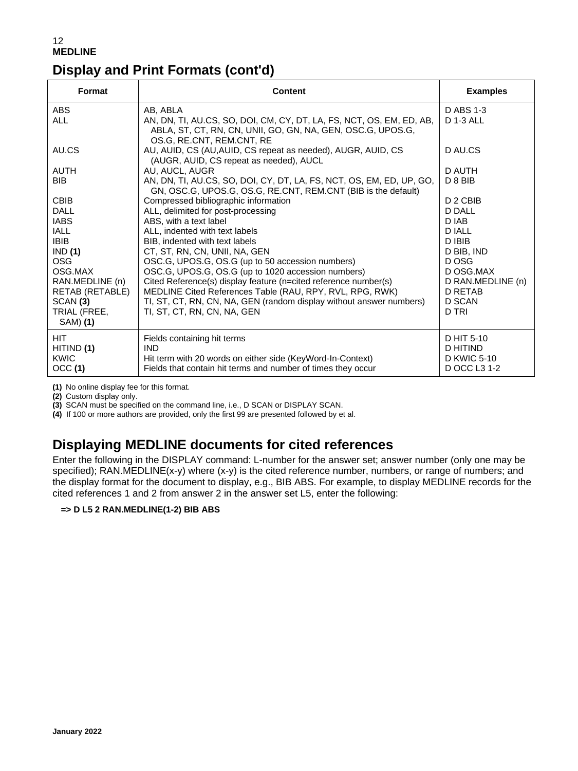## Display and Print Formats (cont'd)

| Format | Content | Examples |
| --- | --- | --- |
| ABS | AB, ABLA | D ABS 1-3 |
| ALL | AN, DN, TI, AU.CS, SO, DOI, CM, CY, DT, LA, FS, NCT, OS, EM, ED, AB, ABLA, ST, CT, RN, CN, UNII, GO, GN, NA, GEN, OSC.G, UPOS.G, OS.G, RE.CNT, REM.CNT, RE | D 1-3 ALL |
| AU.CS | AU, AUID, CS (AU,AUID, CS repeat as needed), AUGR, AUID, CS (AUGR, AUID, CS repeat as needed), AUCL | D AU.CS |
| AUTH | AU, AUCL, AUGR | D AUTH |
| BIB | AN, DN, TI, AU.CS, SO, DOI, CY, DT, LA, FS, NCT, OS, EM, ED, UP, GO, GN, OSC.G, UPOS.G, OS.G, RE.CNT, REM.CNT (BIB is the default) | D 8 BIB |
| CBIB | Compressed bibliographic information | D 2 CBIB |
| DALL | ALL, delimited for post-processing | D DALL |
| IABS | ABS, with a text label | D IAB |
| IALL | ALL, indented with text labels | D IALL |
| IBIB | BIB, indented with text labels | D IBIB |
| IND **(1)** | CT, ST, RN, CN, UNII, NA, GEN | D BIB, IND |
| OSG | OSC.G, UPOS.G, OS.G (up to 50 accession numbers) | D OSG |
| OSG.MAX | OSC.G, UPOS.G, OS.G (up to 1020 accession numbers) | D OSG.MAX |
| RAN.MEDLINE (n) | Cited Reference(s) display feature (n=cited reference number(s) | D RAN.MEDLINE (n) |
| RETAB (RETABLE) | MEDLINE Cited References Table (RAU, RPY, RVL, RPG, RWK) | D RETAB |
| SCAN **(3)** | TI, ST, CT, RN, CN, NA, GEN (random display without answer numbers) | D SCAN |
| TRIAL (FREE, SAM) **(1)** | TI, ST, CT, RN, CN, NA, GEN | D TRI |
| HIT | Fields containing hit terms | D HIT 5-10 |
| HITIND **(1)** | IND | D HITIND |
| KWIC | Hit term with 20 words on either side (KeyWord-In-Context) | D KWIC 5-10 |
| OCC **(1)** | Fields that contain hit terms and number of times they occur | D OCC L3 1-2 |

**(1)** No online display fee for this format.
**(2)** Custom display only.
**(3)** SCAN must be specified on the command line, i.e., D SCAN or DISPLAY SCAN.
**(4)** If 100 or more authors are provided, only the first 99 are presented followed by et al.

## Displaying MEDLINE documents for cited references

Enter the following in the DISPLAY command: L-number for the answer set; answer number (only one may be specified); RAN.MEDLINE(x-y) where (x-y) is the cited reference number, numbers, or range of numbers; and the display format for the document to display, e.g., BIB ABS. For example, to display MEDLINE records for the cited references 1 and 2 from answer 2 in the answer set L5, enter the following:

**=> D L5 2 RAN.MEDLINE(1-2) BIB ABS**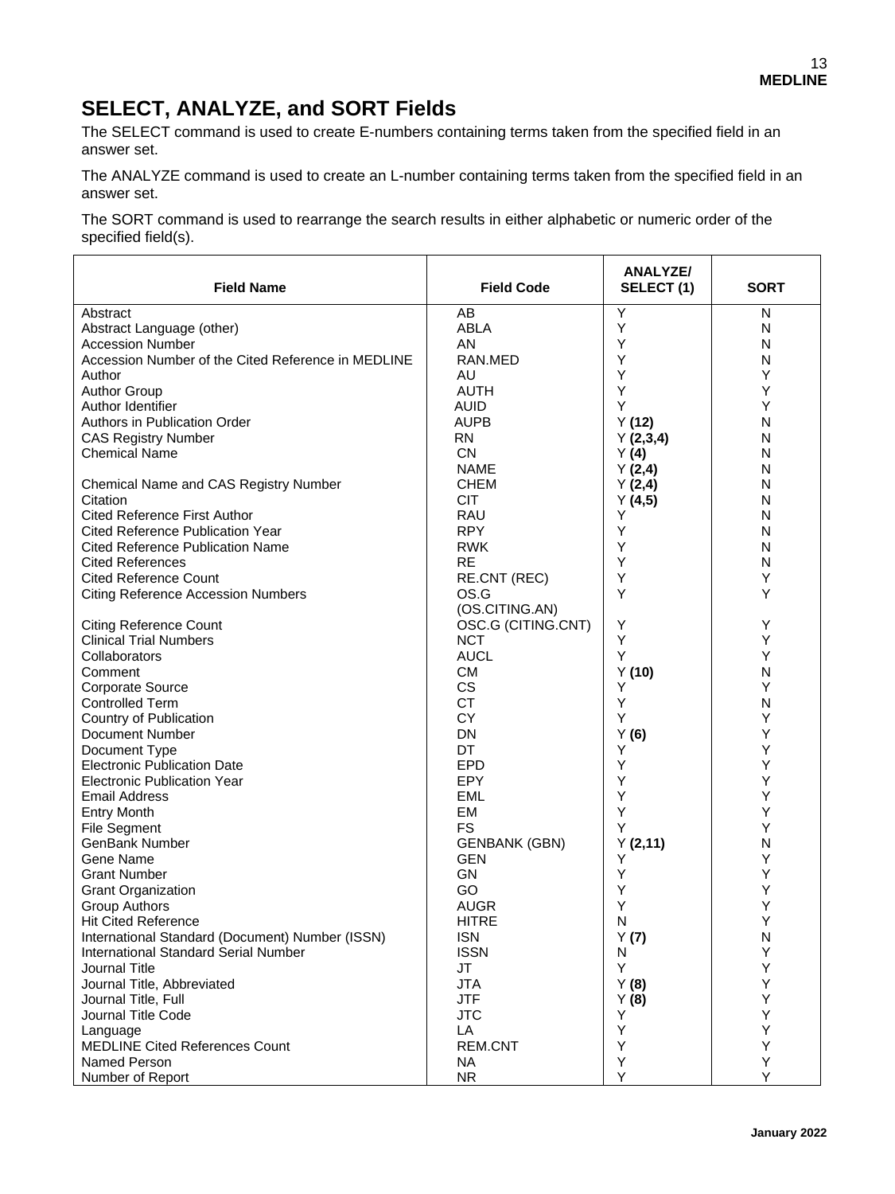## SELECT, ANALYZE, and SORT Fields

The SELECT command is used to create E-numbers containing terms taken from the specified field in an answer set.

The ANALYZE command is used to create an L-number containing terms taken from the specified field in an answer set.

The SORT command is used to rearrange the search results in either alphabetic or numeric order of the specified field(s).

| Field Name | Field Code | ANALYZE/ SELECT (1) | SORT |
|---|---|---|---|
| Abstract | AB | Y | N |
| Abstract Language (other) | ABLA | Y | N |
| Accession Number | AN | Y | N |
| Accession Number of the Cited Reference in MEDLINE | RAN.MED | Y | N |
| Author | AU | Y | Y |
| Author Group | AUTH | Y | Y |
| Author Identifier | AUID | Y | Y |
| Authors in Publication Order | AUPB | Y **(12)** | N |
| CAS Registry Number | RN | Y **(2,3,4)** | N |
| Chemical Name | CN | Y **(4)** | N |
| | NAME | Y **(2,4)** | N |
| Chemical Name and CAS Registry Number | CHEM | Y **(2,4)** | N |
| Citation | CIT | Y **(4,5)** | N |
| Cited Reference First Author | RAU | Y | N |
| Cited Reference Publication Year | RPY | Y | N |
| Cited Reference Publication Name | RWK | Y | N |
| Cited References | RE | Y | N |
| Cited Reference Count | RE.CNT (REC) | Y | Y |
| Citing Reference Accession Numbers | OS.G (OS.CITING.AN) | Y | Y |
| Citing Reference Count | OSC.G (CITING.CNT) | Y | Y |
| Clinical Trial Numbers | NCT | Y | Y |
| Collaborators | AUCL | Y | Y |
| Comment | CM | Y **(10)** | N |
| Corporate Source | CS | Y | Y |
| Controlled Term | CT | Y | N |
| Country of Publication | CY | Y | Y |
| Document Number | DN | Y **(6)** | Y |
| Document Type | DT | Y | Y |
| Electronic Publication Date | EPD | Y | Y |
| Electronic Publication Year | EPY | Y | Y |
| Email Address | EML | Y | Y |
| Entry Month | EM | Y | Y |
| File Segment | FS | Y | Y |
| GenBank Number | GENBANK (GBN) | Y **(2,11)** | N |
| Gene Name | GEN | Y | Y |
| Grant Number | GN | Y | Y |
| Grant Organization | GO | Y | Y |
| Group Authors | AUGR | Y | Y |
| Hit Cited Reference | HITRE | N | Y |
| International Standard (Document) Number (ISSN) | ISN | Y **(7)** | N |
| International Standard Serial Number | ISSN | N | Y |
| Journal Title | JT | Y | Y |
| Journal Title, Abbreviated | JTA | Y **(8)** | Y |
| Journal Title, Full | JTF | Y **(8)** | Y |
| Journal Title Code | JTC | Y | Y |
| Language | LA | Y | Y |
| MEDLINE Cited References Count | REM.CNT | Y | Y |
| Named Person | NA | Y | Y |
| Number of Report | NR | Y | Y |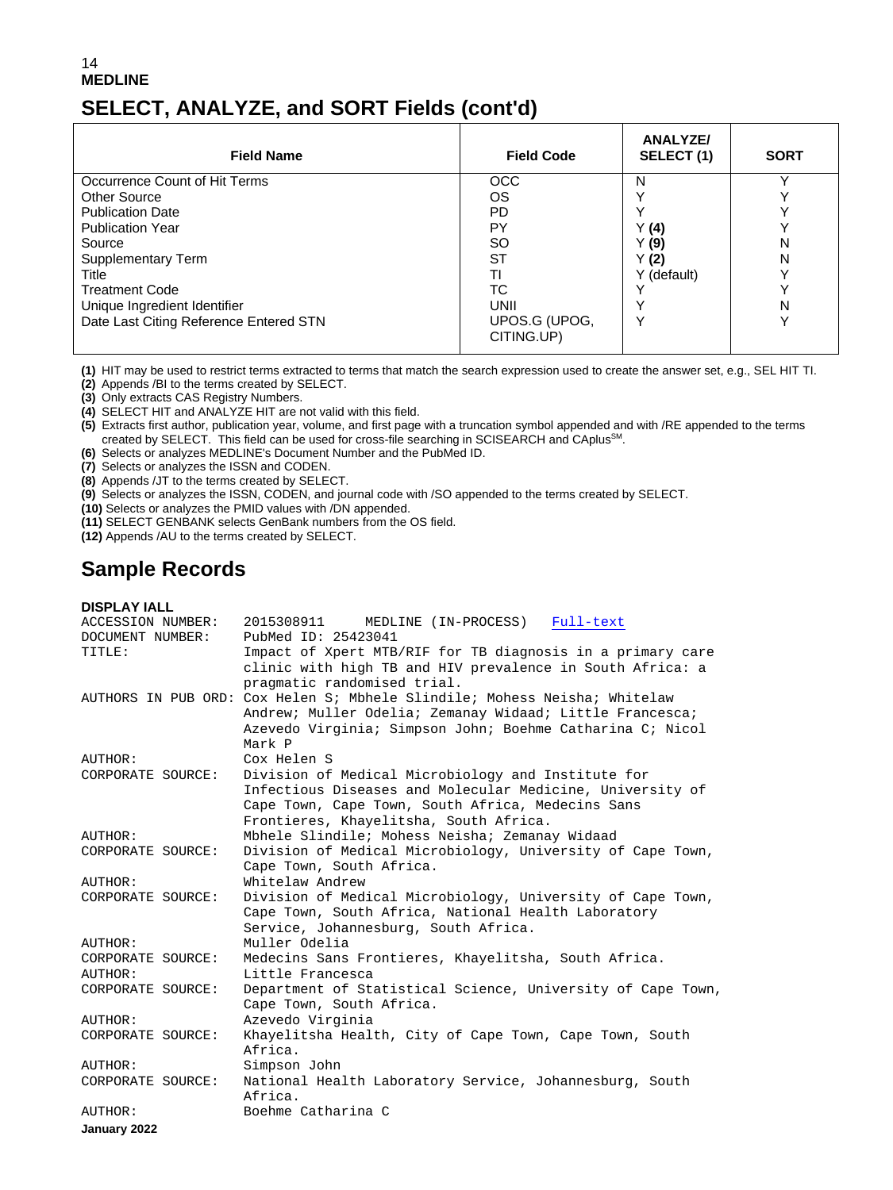## SELECT, ANALYZE, and SORT Fields (cont'd)

| Field Name | Field Code | ANALYZE/ SELECT (1) | SORT |
|---|---|---|---|
| Occurrence Count of Hit Terms | OCC | N | Y |
| Other Source | OS | Y | Y |
| Publication Date | PD | Y | Y |
| Publication Year | PY | Y **(4)** | Y |
| Source | SO | Y **(9)** | N |
| Supplementary Term | ST | Y **(2)** | N |
| Title | TI | Y (default) | Y |
| Treatment Code | TC | Y | Y |
| Unique Ingredient Identifier | UNII | Y | N |
| Date Last Citing Reference Entered STN | UPOS.G (UPOG, CITING.UP) | Y | Y |

**(1)** HIT may be used to restrict terms extracted to terms that match the search expression used to create the answer set, e.g., SEL HIT TI.
**(2)** Appends /BI to the terms created by SELECT.
**(3)** Only extracts CAS Registry Numbers.
**(4)** SELECT HIT and ANALYZE HIT are not valid with this field.
**(5)** Extracts first author, publication year, volume, and first page with a truncation symbol appended and with /RE appended to the terms created by SELECT. This field can be used for cross-file searching in SCISEARCH and CAplus[SM].
**(6)** Selects or analyzes MEDLINE's Document Number and the PubMed ID.
**(7)** Selects or analyzes the ISSN and CODEN.
**(8)** Appends /JT to the terms created by SELECT.
**(9)** Selects or analyzes the ISSN, CODEN, and journal code with /SO appended to the terms created by SELECT.
**(10)** Selects or analyzes the PMID values with /DN appended.
**(11)** SELECT GENBANK selects GenBank numbers from the OS field.
**(12)** Appends /AU to the terms created by SELECT.

## Sample Records

**DISPLAY IALL**

```
ACCESSION NUMBER:   2015308911     MEDLINE (IN-PROCESS)   Full-text
DOCUMENT NUMBER:    PubMed ID: 25423041
TITLE:              Impact of Xpert MTB/RIF for TB diagnosis in a primary care
                    clinic with high TB and HIV prevalence in South Africa: a
                    pragmatic randomised trial.
AUTHORS IN PUB ORD: Cox Helen S; Mbhele Slindile; Mohess Neisha; Whitelaw
                    Andrew; Muller Odelia; Zemanay Widaad; Little Francesca;
                    Azevedo Virginia; Simpson John; Boehme Catharina C; Nicol
                    Mark P
AUTHOR:             Cox Helen S
CORPORATE SOURCE:   Division of Medical Microbiology and Institute for
                    Infectious Diseases and Molecular Medicine, University of
                    Cape Town, Cape Town, South Africa, Medecins Sans
                    Frontieres, Khayelitsha, South Africa.
AUTHOR:             Mbhele Slindile; Mohess Neisha; Zemanay Widaad
CORPORATE SOURCE:   Division of Medical Microbiology, University of Cape Town,
                    Cape Town, South Africa.
AUTHOR:             Whitelaw Andrew
CORPORATE SOURCE:   Division of Medical Microbiology, University of Cape Town,
                    Cape Town, South Africa, National Health Laboratory
                    Service, Johannesburg, South Africa.
AUTHOR:             Muller Odelia
CORPORATE SOURCE:   Medecins Sans Frontieres, Khayelitsha, South Africa.
AUTHOR:             Little Francesca
CORPORATE SOURCE:   Department of Statistical Science, University of Cape Town,
                    Cape Town, South Africa.
AUTHOR:             Azevedo Virginia
CORPORATE SOURCE:   Khayelitsha Health, City of Cape Town, Cape Town, South
                    Africa.
AUTHOR:             Simpson John
CORPORATE SOURCE:   National Health Laboratory Service, Johannesburg, South
                    Africa.
AUTHOR:             Boehme Catharina C
```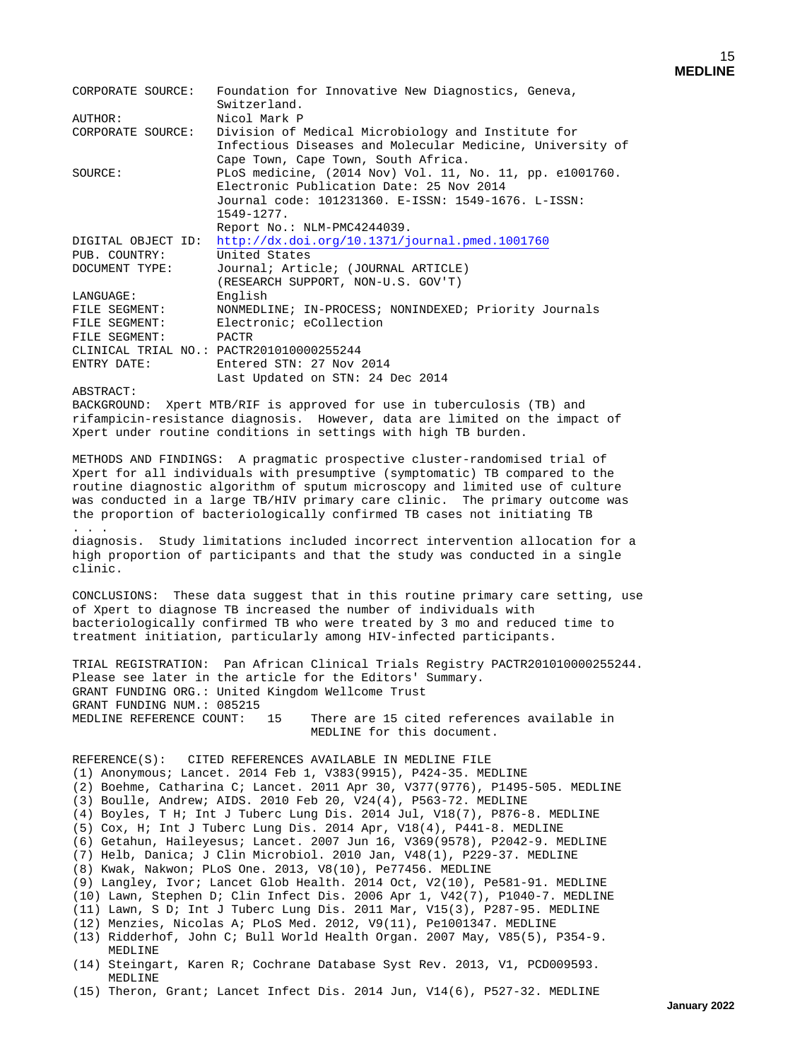CORPORATE SOURCE: Foundation for Innovative New Diagnostics, Geneva, Switzerland.
AUTHOR: Nicol Mark P
CORPORATE SOURCE: Division of Medical Microbiology and Institute for Infectious Diseases and Molecular Medicine, University of Cape Town, Cape Town, South Africa.
SOURCE: PLoS medicine, (2014 Nov) Vol. 11, No. 11, pp. e1001760. Electronic Publication Date: 25 Nov 2014
Journal code: 101231360. E-ISSN: 1549-1676. L-ISSN: 1549-1277.
Report No.: NLM-PMC4244039.
DIGITAL OBJECT ID: http://dx.doi.org/10.1371/journal.pmed.1001760
PUB. COUNTRY: United States
DOCUMENT TYPE: Journal; Article; (JOURNAL ARTICLE) (RESEARCH SUPPORT, NON-U.S. GOV'T)
LANGUAGE: English
FILE SEGMENT: NONMEDLINE; IN-PROCESS; NONINDEXED; Priority Journals
FILE SEGMENT: Electronic; eCollection
FILE SEGMENT: PACTR
CLINICAL TRIAL NO.: PACTR201010000255244
ENTRY DATE: Entered STN: 27 Nov 2014
Last Updated on STN: 24 Dec 2014

ABSTRACT:
BACKGROUND: Xpert MTB/RIF is approved for use in tuberculosis (TB) and rifampicin-resistance diagnosis. However, data are limited on the impact of Xpert under routine conditions in settings with high TB burden.

METHODS AND FINDINGS: A pragmatic prospective cluster-randomised trial of Xpert for all individuals with presumptive (symptomatic) TB compared to the routine diagnostic algorithm of sputum microscopy and limited use of culture was conducted in a large TB/HIV primary care clinic. The primary outcome was the proportion of bacteriologically confirmed TB cases not initiating TB
. . .
diagnosis. Study limitations included incorrect intervention allocation for a high proportion of participants and that the study was conducted in a single clinic.

CONCLUSIONS: These data suggest that in this routine primary care setting, use of Xpert to diagnose TB increased the number of individuals with bacteriologically confirmed TB who were treated by 3 mo and reduced time to treatment initiation, particularly among HIV-infected participants.

TRIAL REGISTRATION: Pan African Clinical Trials Registry PACTR201010000255244.
Please see later in the article for the Editors' Summary.
GRANT FUNDING ORG.: United Kingdom Wellcome Trust
GRANT FUNDING NUM.: 085215
MEDLINE REFERENCE COUNT: 15 There are 15 cited references available in MEDLINE for this document.

REFERENCE(S): CITED REFERENCES AVAILABLE IN MEDLINE FILE
(1) Anonymous; Lancet. 2014 Feb 1, V383(9915), P424-35. MEDLINE
(2) Boehme, Catharina C; Lancet. 2011 Apr 30, V377(9776), P1495-505. MEDLINE
(3) Boulle, Andrew; AIDS. 2010 Feb 20, V24(4), P563-72. MEDLINE
(4) Boyles, T H; Int J Tuberc Lung Dis. 2014 Jul, V18(7), P876-8. MEDLINE
(5) Cox, H; Int J Tuberc Lung Dis. 2014 Apr, V18(4), P441-8. MEDLINE
(6) Getahun, Haileyesus; Lancet. 2007 Jun 16, V369(9578), P2042-9. MEDLINE
(7) Helb, Danica; J Clin Microbiol. 2010 Jan, V48(1), P229-37. MEDLINE
(8) Kwak, Nakwon; PLoS One. 2013, V8(10), Pe77456. MEDLINE
(9) Langley, Ivor; Lancet Glob Health. 2014 Oct, V2(10), Pe581-91. MEDLINE
(10) Lawn, Stephen D; Clin Infect Dis. 2006 Apr 1, V42(7), P1040-7. MEDLINE
(11) Lawn, S D; Int J Tuberc Lung Dis. 2011 Mar, V15(3), P287-95. MEDLINE
(12) Menzies, Nicolas A; PLoS Med. 2012, V9(11), Pe1001347. MEDLINE
(13) Ridderhof, John C; Bull World Health Organ. 2007 May, V85(5), P354-9. MEDLINE
(14) Steingart, Karen R; Cochrane Database Syst Rev. 2013, V1, PCD009593. MEDLINE
(15) Theron, Grant; Lancet Infect Dis. 2014 Jun, V14(6), P527-32. MEDLINE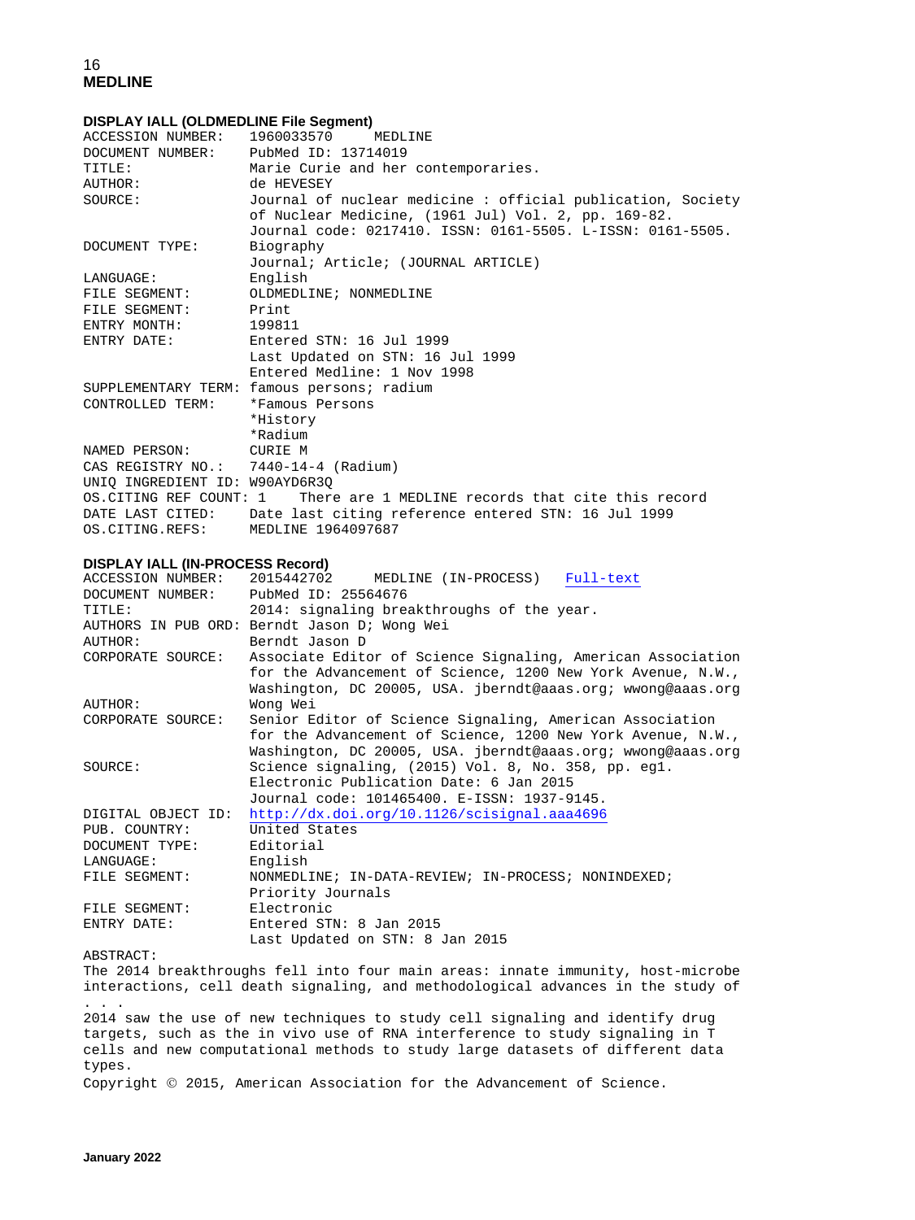## MEDLINE

### DISPLAY IALL (OLDMEDLINE File Segment)

```
ACCESSION NUMBER:   1960033570    MEDLINE
DOCUMENT NUMBER:    PubMed ID: 13714019
TITLE:              Marie Curie and her contemporaries.
AUTHOR:             de HEVESEY
SOURCE:             Journal of nuclear medicine : official publication, Society
                    of Nuclear Medicine, (1961 Jul) Vol. 2, pp. 169-82.
                    Journal code: 0217410. ISSN: 0161-5505. L-ISSN: 0161-5505.
DOCUMENT TYPE:      Biography
                    Journal; Article; (JOURNAL ARTICLE)
LANGUAGE:           English
FILE SEGMENT:       OLDMEDLINE; NONMEDLINE
FILE SEGMENT:       Print
ENTRY MONTH:        199811
ENTRY DATE:         Entered STN: 16 Jul 1999
                    Last Updated on STN: 16 Jul 1999
                    Entered Medline: 1 Nov 1998
SUPPLEMENTARY TERM: famous persons; radium
CONTROLLED TERM:    *Famous Persons
                    *History
                    *Radium
NAMED PERSON:       CURIE M
CAS REGISTRY NO.:   7440-14-4 (Radium)
UNIQ INGREDIENT ID: W90AYD6R3Q
OS.CITING REF COUNT: 1    There are 1 MEDLINE records that cite this record
DATE LAST CITED:    Date last citing reference entered STN: 16 Jul 1999
OS.CITING.REFS:     MEDLINE 1964097687
```

### DISPLAY IALL (IN-PROCESS Record)

```
ACCESSION NUMBER:   2015442702    MEDLINE (IN-PROCESS)   Full-text
DOCUMENT NUMBER:    PubMed ID: 25564676
TITLE:              2014: signaling breakthroughs of the year.
AUTHORS IN PUB ORD: Berndt Jason D; Wong Wei
AUTHOR:             Berndt Jason D
CORPORATE SOURCE:   Associate Editor of Science Signaling, American Association
                    for the Advancement of Science, 1200 New York Avenue, N.W.,
                    Washington, DC 20005, USA. jberndt@aaas.org; wwong@aaas.org
AUTHOR:             Wong Wei
CORPORATE SOURCE:   Senior Editor of Science Signaling, American Association
                    for the Advancement of Science, 1200 New York Avenue, N.W.,
                    Washington, DC 20005, USA. jberndt@aaas.org; wwong@aaas.org
SOURCE:             Science signaling, (2015) Vol. 8, No. 358, pp. eg1.
                    Electronic Publication Date: 6 Jan 2015
                    Journal code: 101465400. E-ISSN: 1937-9145.
DIGITAL OBJECT ID:  http://dx.doi.org/10.1126/scisignal.aaa4696
PUB. COUNTRY:       United States
DOCUMENT TYPE:      Editorial
LANGUAGE:           English
FILE SEGMENT:       NONMEDLINE; IN-DATA-REVIEW; IN-PROCESS; NONINDEXED;
                    Priority Journals
FILE SEGMENT:       Electronic
ENTRY DATE:         Entered STN: 8 Jan 2015
                    Last Updated on STN: 8 Jan 2015
ABSTRACT:
The 2014 breakthroughs fell into four main areas: innate immunity, host-microbe
interactions, cell death signaling, and methodological advances in the study of
. . .
2014 saw the use of new techniques to study cell signaling and identify drug
targets, such as the in vivo use of RNA interference to study signaling in T
cells and new computational methods to study large datasets of different data
types.
Copyright © 2015, American Association for the Advancement of Science.
```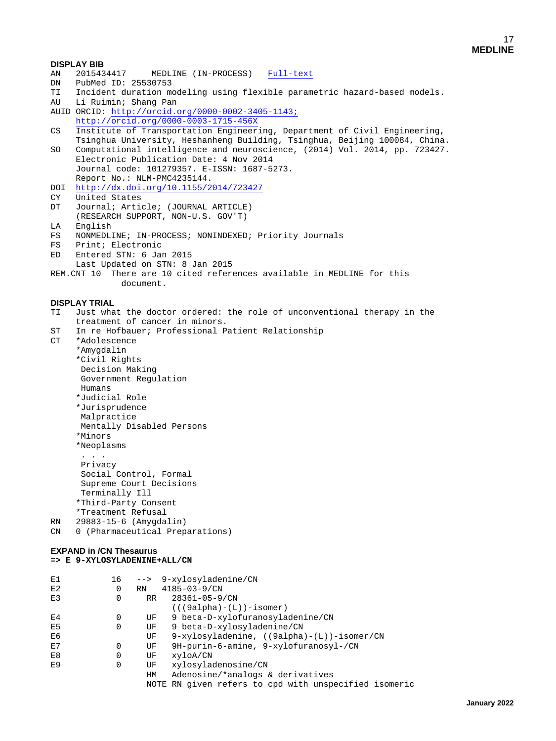**DISPLAY BIB**

```
AN   2015434417     MEDLINE (IN-PROCESS)   Full-text
DN   PubMed ID: 25530753
TI   Incident duration modeling using flexible parametric hazard-based models.
AU   Li Ruimin; Shang Pan
AUID ORCID: http://orcid.org/0000-0002-3405-1143;
     http://orcid.org/0000-0003-1715-456X
CS   Institute of Transportation Engineering, Department of Civil Engineering,
     Tsinghua University, Heshanheng Building, Tsinghua, Beijing 100084, China.
SO   Computational intelligence and neuroscience, (2014) Vol. 2014, pp. 723427.
     Electronic Publication Date: 4 Nov 2014
     Journal code: 101279357. E-ISSN: 1687-5273.
     Report No.: NLM-PMC4235144.
DOI  http://dx.doi.org/10.1155/2014/723427
CY   United States
DT   Journal; Article; (JOURNAL ARTICLE)
     (RESEARCH SUPPORT, NON-U.S. GOV'T)
LA   English
FS   NONMEDLINE; IN-PROCESS; NONINDEXED; Priority Journals
FS   Print; Electronic
ED   Entered STN: 6 Jan 2015
     Last Updated on STN: 8 Jan 2015
REM.CNT 10  There are 10 cited references available in MEDLINE for this
            document.
```

**DISPLAY TRIAL**

```
TI   Just what the doctor ordered: the role of unconventional therapy in the
     treatment of cancer in minors.
ST   In re Hofbauer; Professional Patient Relationship
CT   *Adolescence
     *Amygdalin
     *Civil Rights
      Decision Making
      Government Regulation
      Humans
     *Judicial Role
     *Jurisprudence
      Malpractice
      Mentally Disabled Persons
     *Minors
     *Neoplasms
      . . .
      Privacy
      Social Control, Formal
      Supreme Court Decisions
      Terminally Ill
     *Third-Party Consent
     *Treatment Refusal
RN   29883-15-6 (Amygdalin)
CN   0 (Pharmaceutical Preparations)
```

**EXPAND in /CN Thesaurus**
**=> E 9-XYLOSYLADENINE+ALL/CN**

```
E1          16   -->  9-xylosyladenine/CN
E2           0   RN   4185-03-9/CN
E3           0     RR   28361-05-9/CN
                        (((9alpha)-(L))-isomer)
E4           0     UF   9 beta-D-xylofuranosyladenine/CN
E5           0     UF   9 beta-D-xylosyladenine/CN
E6                 UF   9-xylosyladenine, ((9alpha)-(L))-isomer/CN
E7           0     UF   9H-purin-6-amine, 9-xylofuranosyl-/CN
E8           0     UF   xyloA/CN
E9           0     UF   xylosyladenosine/CN
                   HM   Adenosine/*analogs & derivatives
                   NOTE RN given refers to cpd with unspecified isomeric
```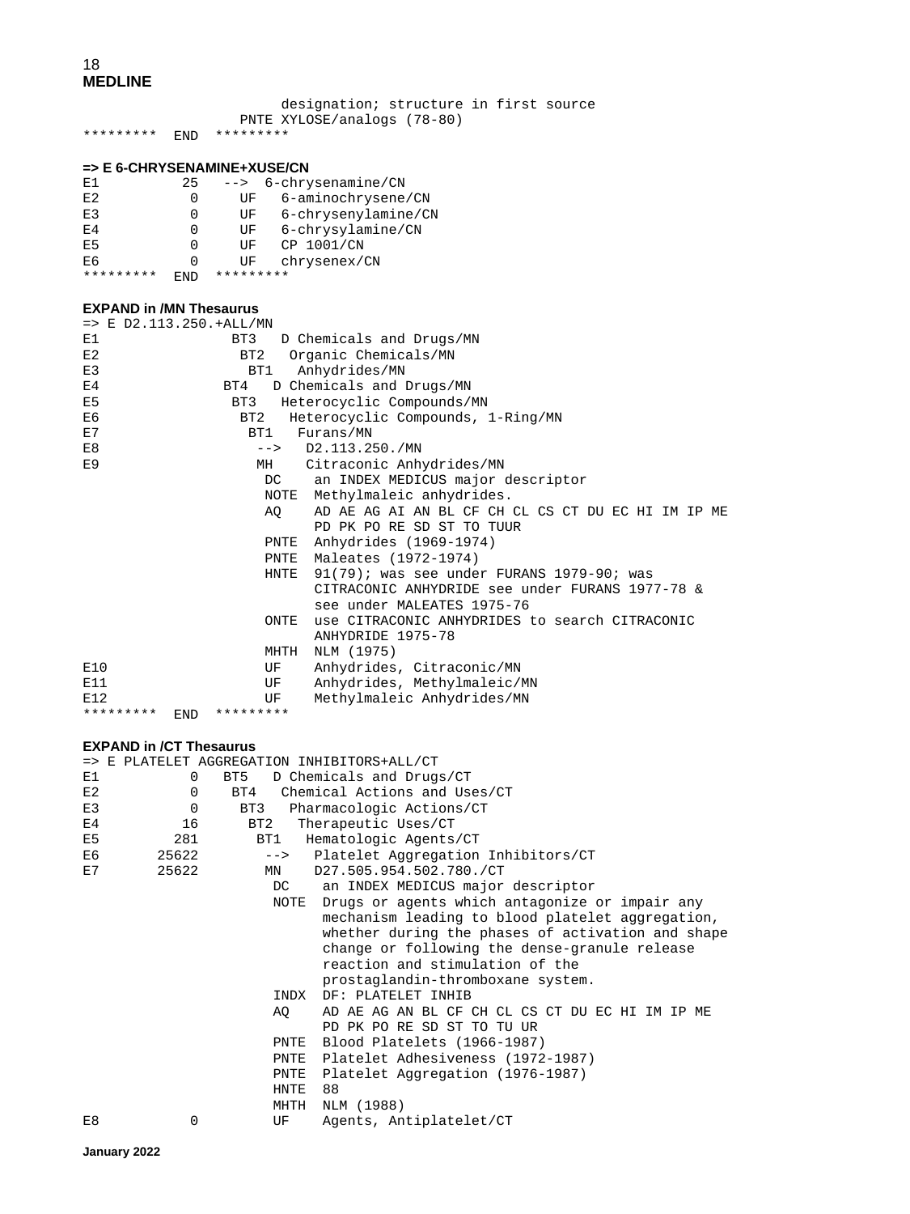```
                    designation; structure in first source
                PNTE XYLOSE/analogs (78-80)
*********  END  *********
```

**=> E 6-CHRYSENAMINE+XUSE/CN**

```
E1         25   -->  6-chrysenamine/CN
E2          0     UF   6-aminochrysene/CN
E3          0     UF   6-chrysenylamine/CN
E4          0     UF   6-chrysylamine/CN
E5          0     UF   CP 1001/CN
E6          0     UF   chrysenex/CN
*********  END  *********
```

**EXPAND in /MN Thesaurus**

```
=> E D2.113.250.+ALL/MN
E1               BT3   D Chemicals and Drugs/MN
E2                BT2   Organic Chemicals/MN
E3                 BT1   Anhydrides/MN
E4              BT4   D Chemicals and Drugs/MN
E5               BT3   Heterocyclic Compounds/MN
E6                BT2   Heterocyclic Compounds, 1-Ring/MN
E7                 BT1   Furans/MN
E8                  -->   D2.113.250./MN
E9                  MH    Citraconic Anhydrides/MN
                     DC    an INDEX MEDICUS major descriptor
                     NOTE  Methylmaleic anhydrides.
                     AQ    AD AE AG AI AN BL CF CH CL CS CT DU EC HI IM IP ME
                           PD PK PO RE SD ST TO TUUR
                     PNTE  Anhydrides (1969-1974)
                     PNTE  Maleates (1972-1974)
                     HNTE  91(79); was see under FURANS 1979-90; was
                           CITRACONIC ANHYDRIDE see under FURANS 1977-78 &
                           see under MALEATES 1975-76
                     ONTE  use CITRACONIC ANHYDRIDES to search CITRACONIC
                           ANHYDRIDE 1975-78
                     MHTH  NLM (1975)
E10                  UF    Anhydrides, Citraconic/MN
E11                  UF    Anhydrides, Methylmaleic/MN
E12                  UF    Methylmaleic Anhydrides/MN
*********  END  *********
```

**EXPAND in /CT Thesaurus**

```
=> E PLATELET AGGREGATION INHIBITORS+ALL/CT
E1          0   BT5   D Chemicals and Drugs/CT
E2          0    BT4   Chemical Actions and Uses/CT
E3          0     BT3   Pharmacologic Actions/CT
E4         16      BT2   Therapeutic Uses/CT
E5        281       BT1   Hematologic Agents/CT
E6      25622        -->   Platelet Aggregation Inhibitors/CT
E7      25622        MN    D27.505.954.502.780./CT
                      DC    an INDEX MEDICUS major descriptor
                      NOTE  Drugs or agents which antagonize or impair any
                            mechanism leading to blood platelet aggregation,
                            whether during the phases of activation and shape
                            change or following the dense-granule release
                            reaction and stimulation of the
                            prostaglandin-thromboxane system.
                      INDX  DF: PLATELET INHIB
                      AQ    AD AE AG AN BL CF CH CL CS CT DU EC HI IM IP ME
                            PD PK PO RE SD ST TO TU UR
                      PNTE  Blood Platelets (1966-1987)
                      PNTE  Platelet Adhesiveness (1972-1987)
                      PNTE  Platelet Aggregation (1976-1987)
                      HNTE  88
                      MHTH  NLM (1988)
E8          0         UF    Agents, Antiplatelet/CT
```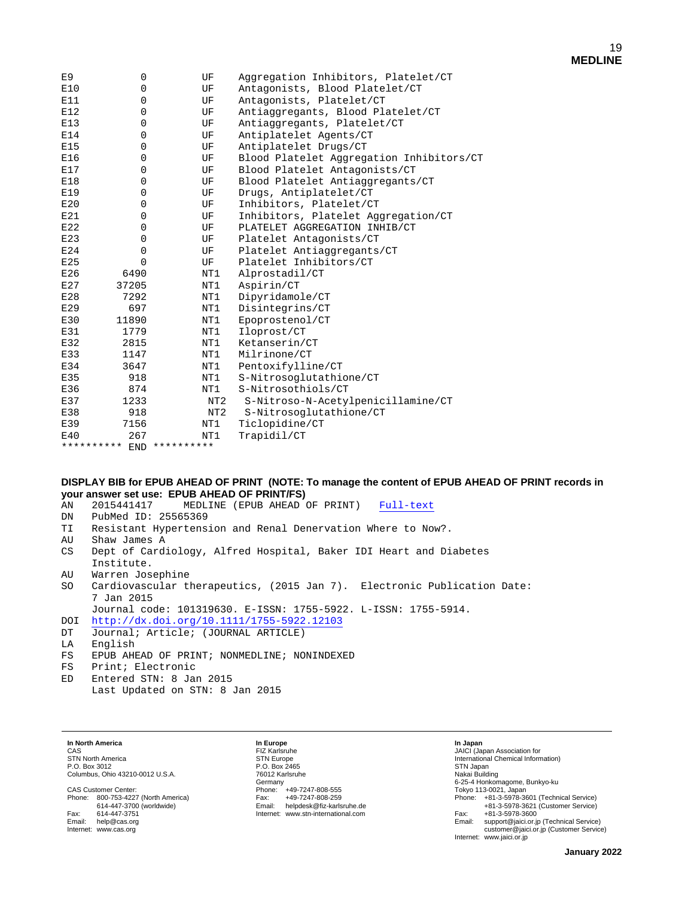```
E9           0          UF     Aggregation Inhibitors, Platelet/CT
E10          0          UF     Antagonists, Blood Platelet/CT
E11          0          UF     Antagonists, Platelet/CT
E12          0          UF     Antiaggregants, Blood Platelet/CT
E13          0          UF     Antiaggregants, Platelet/CT
E14          0          UF     Antiplatelet Agents/CT
E15          0          UF     Antiplatelet Drugs/CT
E16          0          UF     Blood Platelet Aggregation Inhibitors/CT
E17          0          UF     Blood Platelet Antagonists/CT
E18          0          UF     Blood Platelet Antiaggregants/CT
E19          0          UF     Drugs, Antiplatelet/CT
E20          0          UF     Inhibitors, Platelet/CT
E21          0          UF     Inhibitors, Platelet Aggregation/CT
E22          0          UF     PLATELET AGGREGATION INHIB/CT
E23          0          UF     Platelet Antagonists/CT
E24          0          UF     Platelet Antiaggregants/CT
E25          0          UF     Platelet Inhibitors/CT
E26       6490          NT1    Alprostadil/CT
E27      37205          NT1    Aspirin/CT
E28       7292          NT1    Dipyridamole/CT
E29        697          NT1    Disintegrins/CT
E30      11890          NT1    Epoprostenol/CT
E31       1779          NT1    Iloprost/CT
E32       2815          NT1    Ketanserin/CT
E33       1147          NT1    Milrinone/CT
E34       3647          NT1    Pentoxifylline/CT
E35        918          NT1    S-Nitrosoglutathione/CT
E36        874          NT1    S-Nitrosothiols/CT
E37       1233           NT2    S-Nitroso-N-Acetylpenicillamine/CT
E38        918           NT2    S-Nitrosoglutathione/CT
E39       7156          NT1    Ticlopidine/CT
E40        267          NT1    Trapidil/CT
********** END **********
```

**DISPLAY BIB for EPUB AHEAD OF PRINT (NOTE: To manage the content of EPUB AHEAD OF PRINT records in your answer set use: EPUB AHEAD OF PRINT/FS)**

```
AN    2015441417     MEDLINE (EPUB AHEAD OF PRINT)   Full-text
DN    PubMed ID: 25565369
TI    Resistant Hypertension and Renal Denervation Where to Now?.
AU    Shaw James A
CS    Dept of Cardiology, Alfred Hospital, Baker IDI Heart and Diabetes
      Institute.
AU    Warren Josephine
SO    Cardiovascular therapeutics, (2015 Jan 7).  Electronic Publication Date:
      7 Jan 2015
      Journal code: 101319630. E-ISSN: 1755-5922. L-ISSN: 1755-5914.
DOI   http://dx.doi.org/10.1111/1755-5922.12103
DT    Journal; Article; (JOURNAL ARTICLE)
LA    English
FS    EPUB AHEAD OF PRINT; NONMEDLINE; NONINDEXED
FS    Print; Electronic
ED    Entered STN: 8 Jan 2015
      Last Updated on STN: 8 Jan 2015
```

**In North America**
CAS
STN North America
P.O. Box 3012
Columbus, Ohio 43210-0012 U.S.A.

CAS Customer Center:
Phone: 800-753-4227 (North America)
614-447-3700 (worldwide)
Fax: 614-447-3751
Email: help@cas.org
Internet: www.cas.org

**In Europe**
FIZ Karlsruhe
STN Europe
P.O. Box 2465
76012 Karlsruhe
Germany
Phone: +49-7247-808-555
Fax: +49-7247-808-259
Email: helpdesk@fiz-karlsruhe.de
Internet: www.stn-international.com

**In Japan**
JAICI (Japan Association for International Chemical Information)
STN Japan
Nakai Building
6-25-4 Honkomagome, Bunkyo-ku
Tokyo 113-0021, Japan
Phone: +81-3-5978-3601 (Technical Service)
+81-3-5978-3621 (Customer Service)
Fax: +81-3-5978-3600
Email: support@jaici.or.jp (Technical Service)
customer@jaici.or.jp (Customer Service)
Internet: www.jaici.or.jp

**January 2022**